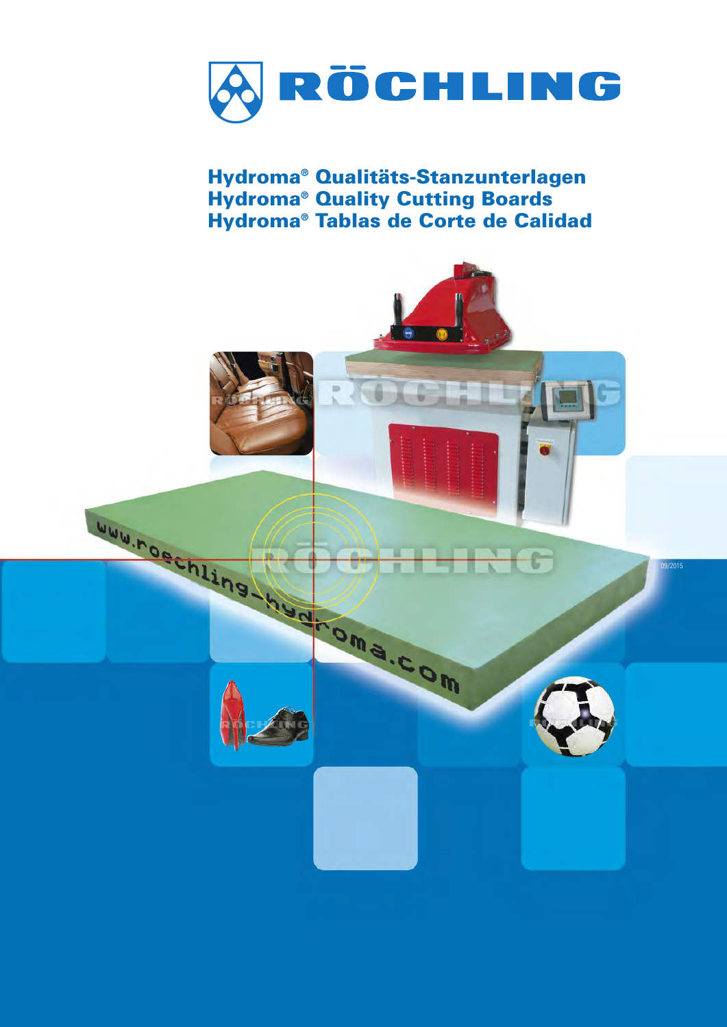# RÖCHLING

## Hydroma® Qualitäts-Stanzunterlagen
## Hydroma® Quality Cutting Boards
## Hydroma® Tablas de Corte de Calidad

www.roechling-hydroma.com

09/2015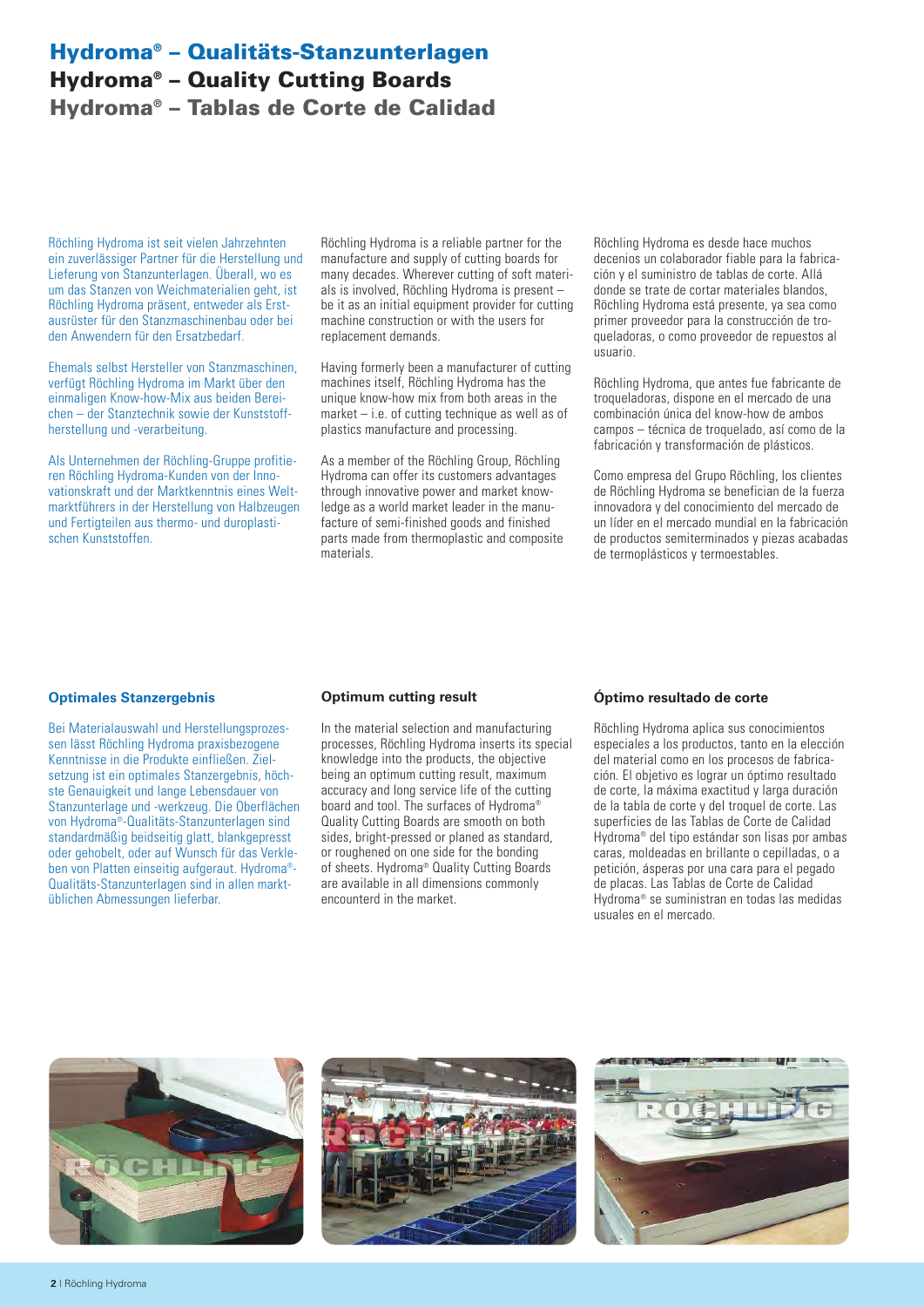# Hydroma® – Qualitäts-Stanzunterlagen
# Hydroma® – Quality Cutting Boards
# Hydroma® – Tablas de Corte de Calidad

Röchling Hydroma ist seit vielen Jahrzehnten ein zuverlässiger Partner für die Herstellung und Lieferung von Stanzunterlagen. Überall, wo es um das Stanzen von Weichmaterialien geht, ist Röchling Hydroma präsent, entweder als Erstausrüster für den Stanzmaschinenbau oder bei den Anwendern für den Ersatzbedarf.

Ehemals selbst Hersteller von Stanzmaschinen, verfügt Röchling Hydroma im Markt über den einmaligen Know-how-Mix aus beiden Bereichen – der Stanztechnik sowie der Kunststoffherstellung und -verarbeitung.

Als Unternehmen der Röchling-Gruppe profitieren Röchling Hydroma-Kunden von der Innovationskraft und der Marktkenntnis eines Weltmarktführers in der Herstellung von Halbzeugen und Fertigteilen aus thermo- und duroplastischen Kunststoffen.

Röchling Hydroma is a reliable partner for the manufacture and supply of cutting boards for many decades. Wherever cutting of soft materials is involved, Röchling Hydroma is present – be it as an initial equipment provider for cutting machine construction or with the users for replacement demands.

Having formerly been a manufacturer of cutting machines itself, Röchling Hydroma has the unique know-how mix from both areas in the market – i.e. of cutting technique as well as of plastics manufacture and processing.

As a member of the Röchling Group, Röchling Hydroma can offer its customers advantages through innovative power and market knowledge as a world market leader in the manufacture of semi-finished goods and finished parts made from thermoplastic and composite materials.

Röchling Hydroma es desde hace muchos decenios un colaborador fiable para la fabricación y el suministro de tablas de corte. Allá donde se trate de cortar materiales blandos, Röchling Hydroma está presente, ya sea como primer proveedor para la construcción de troqueladoras, o como proveedor de repuestos al usuario.

Röchling Hydroma, que antes fue fabricante de troqueladoras, dispone en el mercado de una combinación única del know-how de ambos campos – técnica de troquelado, así como de la fabricación y transformación de plásticos.

Como empresa del Grupo Röchling, los clientes de Röchling Hydroma se benefician de la fuerza innovadora y del conocimiento del mercado de un líder en el mercado mundial en la fabricación de productos semiterminados y piezas acabadas de termoplásticos y termoestables.

### Optimales Stanzergebnis

Bei Materialauswahl und Herstellungsprozessen lässt Röchling Hydroma praxisbezogene Kenntnisse in die Produkte einfließen. Zielsetzung ist ein optimales Stanzergebnis, höchste Genauigkeit und lange Lebensdauer von Stanzunterlage und -werkzeug. Die Oberflächen von Hydroma®-Qualitäts-Stanzunterlagen sind standardmäßig beidseitig glatt, blankgepresst oder gehobelt, oder auf Wunsch für das Verkleben von Platten einseitig aufgeraut. Hydroma®-Qualitäts-Stanzunterlagen sind in allen marktüblichen Abmessungen lieferbar.

### Optimum cutting result

In the material selection and manufacturing processes, Röchling Hydroma inserts its special knowledge into the products, the objective being an optimum cutting result, maximum accuracy and long service life of the cutting board and tool. The surfaces of Hydroma® Quality Cutting Boards are smooth on both sides, bright-pressed or planed as standard, or roughened on one side for the bonding of sheets. Hydroma® Quality Cutting Boards are available in all dimensions commonly encounterd in the market.

### Óptimo resultado de corte

Röchling Hydroma aplica sus conocimientos especiales a los productos, tanto en la elección del material como en los procesos de fabricación. El objetivo es lograr un óptimo resultado de corte, la máxima exactitud y larga duración de la tabla de corte y del troquel de corte. Las superficies de las Tablas de Corte de Calidad Hydroma® del tipo estándar son lisas por ambas caras, moldeadas en brillante o cepillados, o a petición, ásperas por una cara para el pegado de placas. Las Tablas de Corte de Calidad Hydroma® se suministran en todas las medidas usuales en el mercado.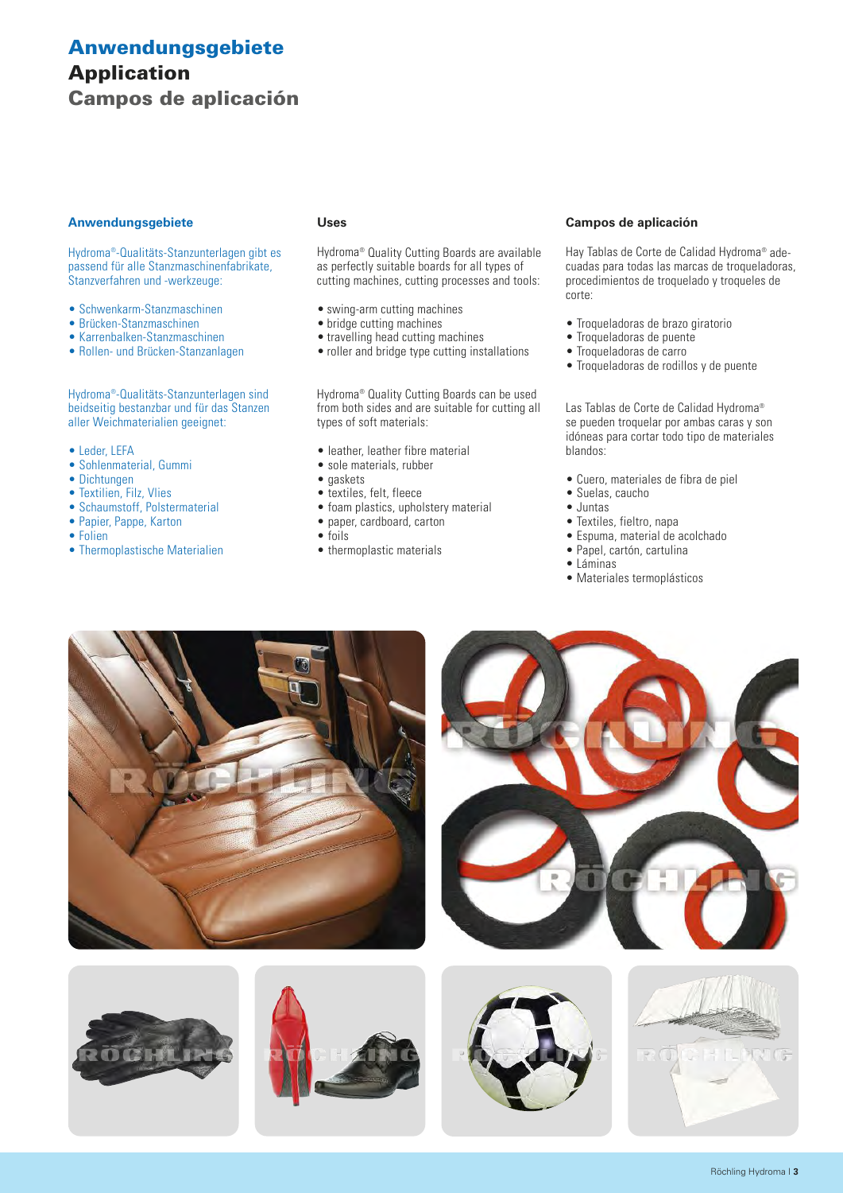# Anwendungsgebiete
# Application
# Campos de aplicación

### Anwendungsgebiete

Hydroma®-Qualitäts-Stanzunterlagen gibt es passend für alle Stanzmaschinenfabrikate, Stanzverfahren und -werkzeuge:

- Schwenkarm-Stanzmaschinen
- Brücken-Stanzmaschinen
- Karrenbalken-Stanzmaschinen
- Rollen- und Brücken-Stanzanlagen

Hydroma®-Qualitäts-Stanzunterlagen sind beidseitig bestanzbar und für das Stanzen aller Weichmaterialien geeignet:

- Leder, LEFA
- Sohlenmaterial, Gummi
- Dichtungen
- Textilien, Filz, Vlies
- Schaumstoff, Polstermaterial
- Papier, Pappe, Karton
- Folien
- Thermoplastische Materialien

### Uses

Hydroma® Quality Cutting Boards are available as perfectly suitable boards for all types of cutting machines, cutting processes and tools:

- swing-arm cutting machines
- bridge cutting machines
- travelling head cutting machines
- roller and bridge type cutting installations

Hydroma® Quality Cutting Boards can be used from both sides and are suitable for cutting all types of soft materials:

- leather, leather fibre material
- sole materials, rubber
- gaskets
- textiles, felt, fleece
- foam plastics, upholstery material
- paper, cardboard, carton
- foils
- thermoplastic materials

### Campos de aplicación

Hay Tablas de Corte de Calidad Hydroma® adecuadas para todas las marcas de troqueladoras, procedimientos de troquelado y troqueles de corte:

- Troqueladoras de brazo giratorio
- Troqueladoras de puente
- Troqueladoras de carro
- Troqueladoras de rodillos y de puente

Las Tablas de Corte de Calidad Hydroma® se pueden troquelar por ambas caras y son idóneas para cortar todo tipo de materiales blandos:

- Cuero, materiales de fibra de piel
- Suelas, caucho
- Juntas
- Textiles, fieltro, napa
- Espuma, material de acolchado
- Papel, cartón, cartulina
- Láminas
- Materiales termoplásticos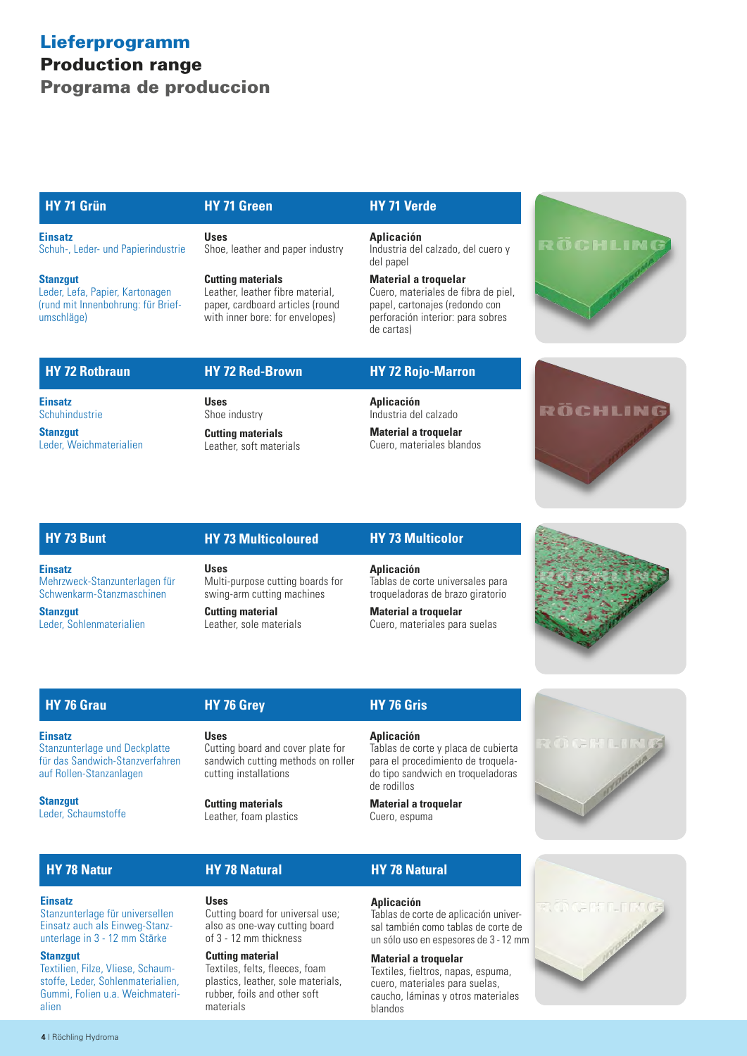# Lieferprogramm
## Production range
## Programa de produccion

### HY 71 Grün

**Einsatz**
Schuh-, Leder- und Papierindustrie

**Stanzgut**
Leder, Lefa, Papier, Kartonagen (rund mit Innenbohrung: für Briefumschläge)

### HY 71 Green

**Uses**
Shoe, leather and paper industry

**Cutting materials**
Leather, leather fibre material, paper, cardboard articles (round with inner bore: for envelopes)

### HY 71 Verde

**Aplicación**
Industria del calzado, del cuero y del papel

**Material a troquelar**
Cuero, materiales de fibra de piel, papel, cartonajes (redondo con perforación interior: para sobres de cartas)

### HY 72 Rotbraun

**Einsatz**
Schuhindustrie

**Stanzgut**
Leder, Weichmaterialien

### HY 72 Red-Brown

**Uses**
Shoe industry

**Cutting materials**
Leather, soft materials

### HY 72 Rojo-Marron

**Aplicación**
Industria del calzado

**Material a troquelar**
Cuero, materiales blandos

### HY 73 Bunt

**Einsatz**
Mehrzweck-Stanzunterlagen für Schwenkarm-Stanzmaschinen

**Stanzgut**
Leder, Sohlenmaterialien

### HY 73 Multicoloured

**Uses**
Multi-purpose cutting boards for swing-arm cutting machines

**Cutting material**
Leather, sole materials

### HY 73 Multicolor

**Aplicación**
Tablas de corte universales para troqueladoras de brazo giratorio

**Material a troquelar**
Cuero, materiales para suelas

### HY 76 Grau

**Einsatz**
Stanzunterlage und Deckplatte für das Sandwich-Stanzverfahren auf Rollen-Stanzanlagen

**Stanzgut**
Leder, Schaumstoffe

### HY 76 Grey

**Uses**
Cutting board and cover plate for sandwich cutting methods on roller cutting installations

**Cutting materials**
Leather, foam plastics

### HY 76 Gris

**Aplicación**
Tablas de corte y placa de cubierta para el procedimiento de troquelado tipo sandwich en troqueladoras de rodillos

**Material a troquelar**
Cuero, espuma

### HY 78 Natur

**Einsatz**
Stanzunterlage für universellen Einsatz auch als Einweg-Stanzunterlage in 3 - 12 mm Stärke

**Stanzgut**
Textilien, Filze, Vliese, Schaumstoffe, Leder, Sohlenmaterialien, Gummi, Folien u.a. Weichmaterialien

### HY 78 Natural

**Uses**
Cutting board for universal use; also as one-way cutting board of 3 - 12 mm thickness

**Cutting material**
Textiles, felts, fleeces, foam plastics, leather, sole materials, rubber, foils and other soft materials

### HY 78 Natural

**Aplicación**
Tablas de corte de aplicación universal también como tablas de corte de un sólo uso en espesores de 3 - 12 mm

**Material a troquelar**
Textiles, fieltros, napas, espuma, cuero, materiales para suelas, caucho, láminas y otros materiales blandos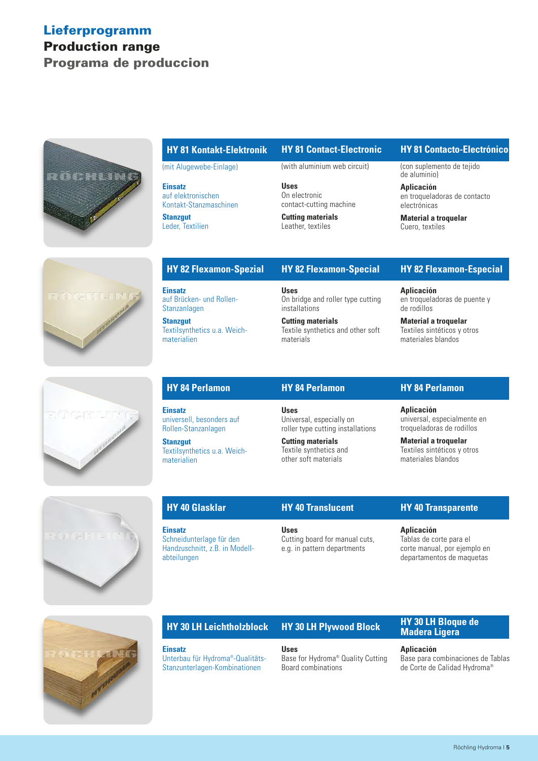# Lieferprogramm
# Production range
# Programa de produccion

| HY 81 Kontakt-Elektronik | HY 81 Contact-Electronic | HY 81 Contacto-Electrónico |
|---|---|---|
| (mit Alugewebe-Einlage) | (with aluminium web circuit) | (con suplemento de tejido de aluminio) |
| **Einsatz** auf elektronischen Kontakt-Stanzmaschinen | **Uses** On electronic contact-cutting machine | **Aplicación** en troqueladoras de contacto electrónicas |
| **Stanzgut** Leder, Textilien | **Cutting materials** Leather, textiles | **Material a troquelar** Cuero, textiles |

| HY 82 Flexamon-Spezial | HY 82 Flexamon-Special | HY 82 Flexamon-Especial |
|---|---|---|
| **Einsatz** auf Brücken- und Rollen-Stanzanlagen | **Uses** On bridge and roller type cutting installations | **Aplicación** en troqueladoras de puente y de rodillos |
| **Stanzgut** Textilsynthetics u.a. Weichmaterialien | **Cutting materials** Textile synthetics and other soft materials | **Material a troquelar** Textiles sintéticos y otros materiales blandos |

| HY 84 Perlamon | HY 84 Perlamon | HY 84 Perlamon |
|---|---|---|
| **Einsatz** universell, besonders auf Rollen-Stanzanlagen | **Uses** Universal, especially on roller type cutting installations | **Aplicación** universal, especialmente en troqueladoras de rodillos |
| **Stanzgut** Textilsynthetics u.a. Weichmaterialien | **Cutting materials** Textile synthetics and other soft materials | **Material a troquelar** Textiles sintéticos y otros materiales blandos |

| HY 40 Glasklar | HY 40 Translucent | HY 40 Transparente |
|---|---|---|
| **Einsatz** Schneidunterlage für den Handzuschnitt, z.B. in Modellabteilungen | **Uses** Cutting board for manual cuts, e.g. in pattern departments | **Aplicación** Tablas de corte para el corte manual, por ejemplo en departamentos de maquetas |

| HY 30 LH Leichtholzblock | HY 30 LH Plywood Block | HY 30 LH Bloque de Madera Ligera |
|---|---|---|
| **Einsatz** Unterbau für Hydroma®-Qualitäts-Stanzunterlagen-Kombinationen | **Uses** Base for Hydroma® Quality Cutting Board combinations | **Aplicación** Base para combinaciones de Tablas de Corte de Calidad Hydroma® |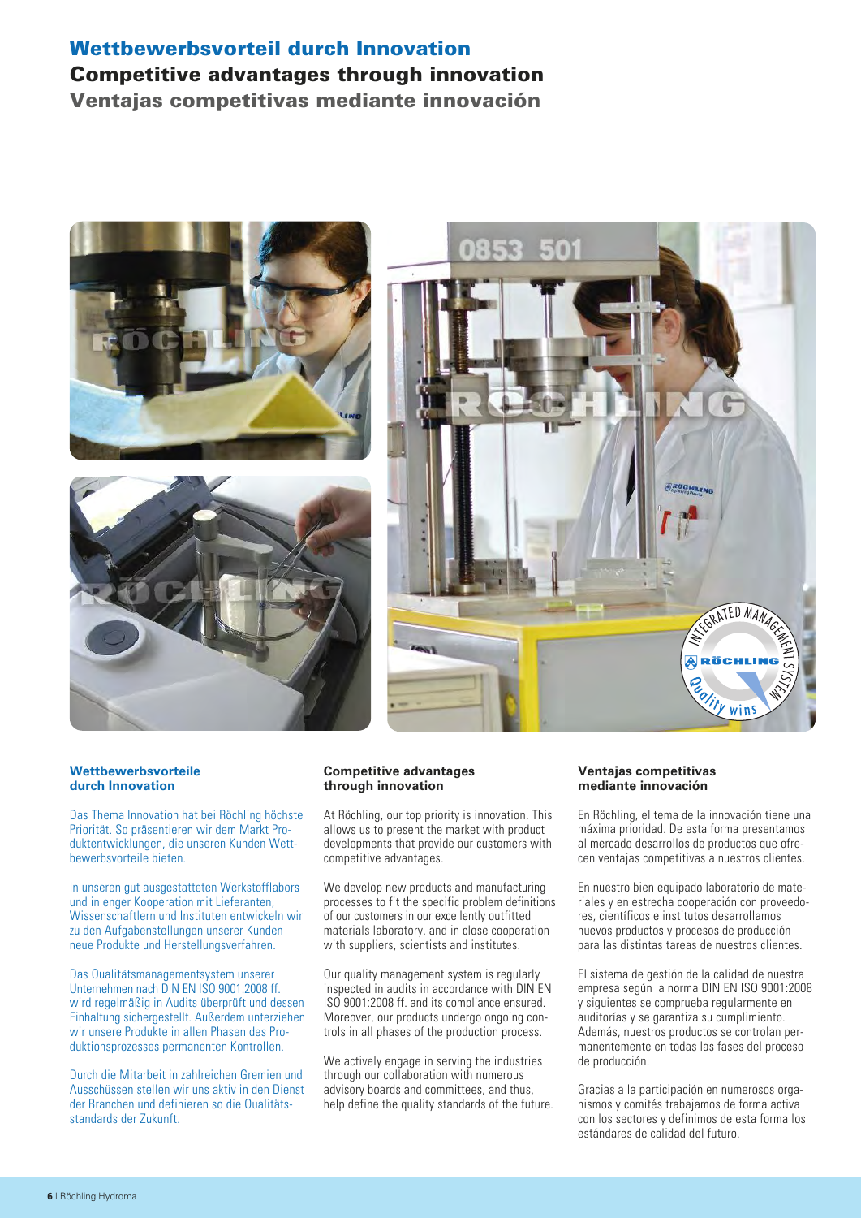# Wettbewerbsvorteil durch Innovation

## Competitive advantages through innovation

## Ventajas competitivas mediante innovación

### Wettbewerbsvorteile durch Innovation

Das Thema Innovation hat bei Röchling höchste Priorität. So präsentieren wir dem Markt Produktentwicklungen, die unseren Kunden Wettbewerbsvorteile bieten.

In unseren gut ausgestatteten Werkstofflabors und in enger Kooperation mit Lieferanten, Wissenschaftlern und Instituten entwickeln wir zu den Aufgabenstellungen unserer Kunden neue Produkte und Herstellungsverfahren.

Das Qualitätsmanagementsystem unserer Unternehmen nach DIN EN ISO 9001:2008 ff. wird regelmäßig in Audits überprüft und dessen Einhaltung sichergestellt. Außerdem unterziehen wir unsere Produkte in allen Phasen des Produktionsprozesses permanenten Kontrollen.

Durch die Mitarbeit in zahlreichen Gremien und Ausschüssen stellen wir uns aktiv in den Dienst der Branchen und definieren so die Qualitätsstandards der Zukunft.

### Competitive advantages through innovation

At Röchling, our top priority is innovation. This allows us to present the market with product developments that provide our customers with competitive advantages.

We develop new products and manufacturing processes to fit the specific problem definitions of our customers in our excellently outfitted materials laboratory, and in close cooperation with suppliers, scientists and institutes.

Our quality management system is regularly inspected in audits in accordance with DIN EN ISO 9001:2008 ff. and its compliance ensured. Moreover, our products undergo ongoing controls in all phases of the production process.

We actively engage in serving the industries through our collaboration with numerous advisory boards and committees, and thus, help define the quality standards of the future.

### Ventajas competitivas mediante innovación

En Röchling, el tema de la innovación tiene una máxima prioridad. De esta forma presentamos al mercado desarrollos de productos que ofrecen ventajas competitivas a nuestros clientes.

En nuestro bien equipado laboratorio de materiales y en estrecha cooperación con proveedores, científicos e institutos desarrollamos nuevos productos y procesos de producción para las distintas tareas de nuestros clientes.

El sistema de gestión de la calidad de nuestra empresa según la norma DIN EN ISO 9001:2008 y siguientes se comprueba regularmente en auditorías y se garantiza su cumplimiento. Además, nuestros productos se controlan permanentemente en todas las fases del proceso de producción.

Gracias a la participación en numerosos organismos y comités trabajamos de forma activa con los sectores y definimos de esta forma los estándares de calidad del futuro.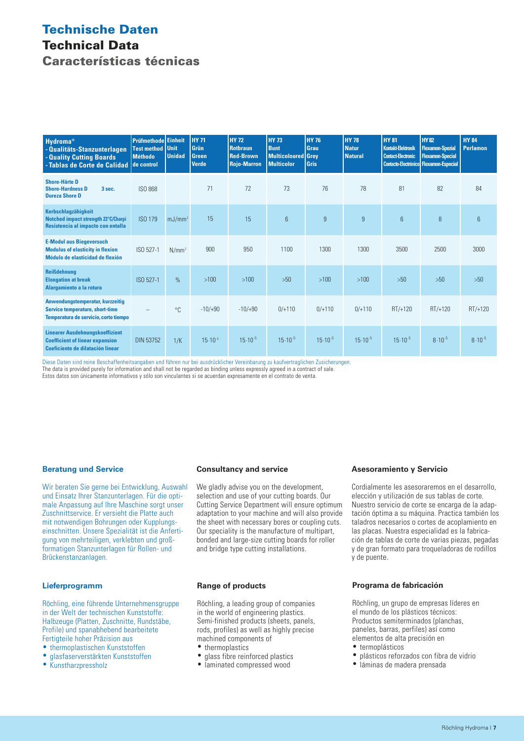# Technische Daten
## Technical Data
## Características técnicas

| Hydroma® - Qualitäts-Stanzunterlagen - Quality Cutting Boards - Tablas de Corte de Calidad | Prüfmethode Test method Método de control | Einheit Unit Unidad | HY 71 Grün Green Verde | HY 72 Rotbraun Red-Brown Rojo-Marron | HY 73 Bunt Multicoloured Multicolor | HY 76 Grau Grey Gris | HY 78 Natur Natural | HY 81 Kontakt-Elektronik Contact-Electronic Contacto-Electrónico | HY 82 Flexamon-Spezial Flexamon-Special Flexamon-Especial | HY 84 Perlamon |
|---|---|---|---|---|---|---|---|---|---|---|
| **Shore-Härte D Shore-Hardness D 3 sec. Dureza Shore D** | ISO 868 | | 71 | 72 | 73 | 76 | 78 | 81 | 82 | 84 |
| **Kerbschlagzähigkeit Notched impact strength 23°C/Charpi Resistencia al impacto con entalla** | ISO 179 | mJ/mm² | 15 | 15 | 6 | 9 | 9 | 6 | 8 | 6 |
| **E-Modul aus Biegeversuch Modulus of elasticity in flexion Módulo de elasticidad de flexión** | ISO 527-1 | N/mm² | 900 | 950 | 1100 | 1300 | 1300 | 3500 | 2500 | 3000 |
| **Reißdehnung Elongation at break Alargamiento a la rotura** | ISO 527-1 | % | >100 | >100 | >50 | >100 | >100 | >50 | >50 | >50 |
| **Anwendungstemperatur, kurzzeitig Service temperature, short-time Temperatura de servicio, corto tiempo** | – | °C | -10/+90 | -10/+90 | 0/+110 | 0/+110 | 0/+110 | RT/+120 | RT/+120 | RT/+120 |
| **Linearer Ausdehnungskoeffizient Coefficient of linear expansion Coeficiente de dilatación linear** | DIN 53752 | 1/K | $15 \cdot 10^{-5}$ | $15 \cdot 10^{-5}$ | $15 \cdot 10^{-5}$ | $15 \cdot 10^{-5}$ | $15 \cdot 10^{-5}$ | $15 \cdot 10^{-5}$ | $8 \cdot 10^{-5}$ | $8 \cdot 10^{-5}$ |

Diese Daten sind reine Beschaffenheitsangaben und führen nur bei ausdrücklicher Vereinbarung zu kaufvertraglichen Zusicherungen.
The data is provided purely for information and shall not be regarded as binding unless expressly agreed in a contract of sale.
Estos datos son únicamente informativos y sólo son vinculantes si se acuerdan expresamente en el contrato de venta.

### Beratung und Service

Wir beraten Sie gerne bei Entwicklung, Auswahl und Einsatz Ihrer Stanzunterlagen. Für die optimale Anpassung auf Ihre Maschine sorgt unser Zuschnittservice. Er versieht die Platte auch mit notwendigen Bohrungen oder Kupplungseinschnitten. Unsere Spezialität ist die Anfertigung von mehrteiligen, verklebten und großformatigen Stanzunterlagen für Rollen- und Brückenstanzanlagen.

### Lieferprogramm

Röchling, eine führende Unternehmensgruppe in der Welt der technischen Kunststoffe: Halbzeuge (Platten, Zuschnitte, Rundstäbe, Profile) und spanabhebend bearbeitete Fertigteile hoher Präzision aus
- thermoplastischen Kunststoffen
- glasfaserverstärkten Kunststoffen
- Kunstharzpressholz

### Consultancy and service

We gladly advise you on the development, selection and use of your cutting boards. Our Cutting Service Department will ensure optimum adaptation to your machine and will also provide the sheet with necessary bores or coupling cuts. Our speciality is the manufacture of multipart, bonded and large-size cutting boards for roller and bridge type cutting installations.

### Range of products

Röchling, a leading group of companies in the world of engineering plastics. Semi-finished products (sheets, panels, rods, profiles) as well as highly precise machined components of
- thermoplastics
- glass fibre reinforced plastics
- laminated compressed wood

### Asesoramiento y Servicio

Cordialmente les asesoraremos en el desarrollo, elección y utilización de sus tablas de corte. Nuestro servicio de corte se encarga de la adaptación óptima a su máquina. Practica también los taladros necesarios o cortes de acoplamiento en las placas. Nuestra especialidad es la fabricación de tablas de corte de varias piezas, pegadas y de gran formato para troqueladoras de rodillos y de puente.

### Programa de fabricación

Röchling, un grupo de empresas líderes en el mundo de los plásticos técnicos: Productos semiterminados (planchas, paneles, barras, perfiles) así como elementos de alta precisión en
- termoplásticos
- plásticos reforzados con fibra de vidrio
- láminas de madera prensada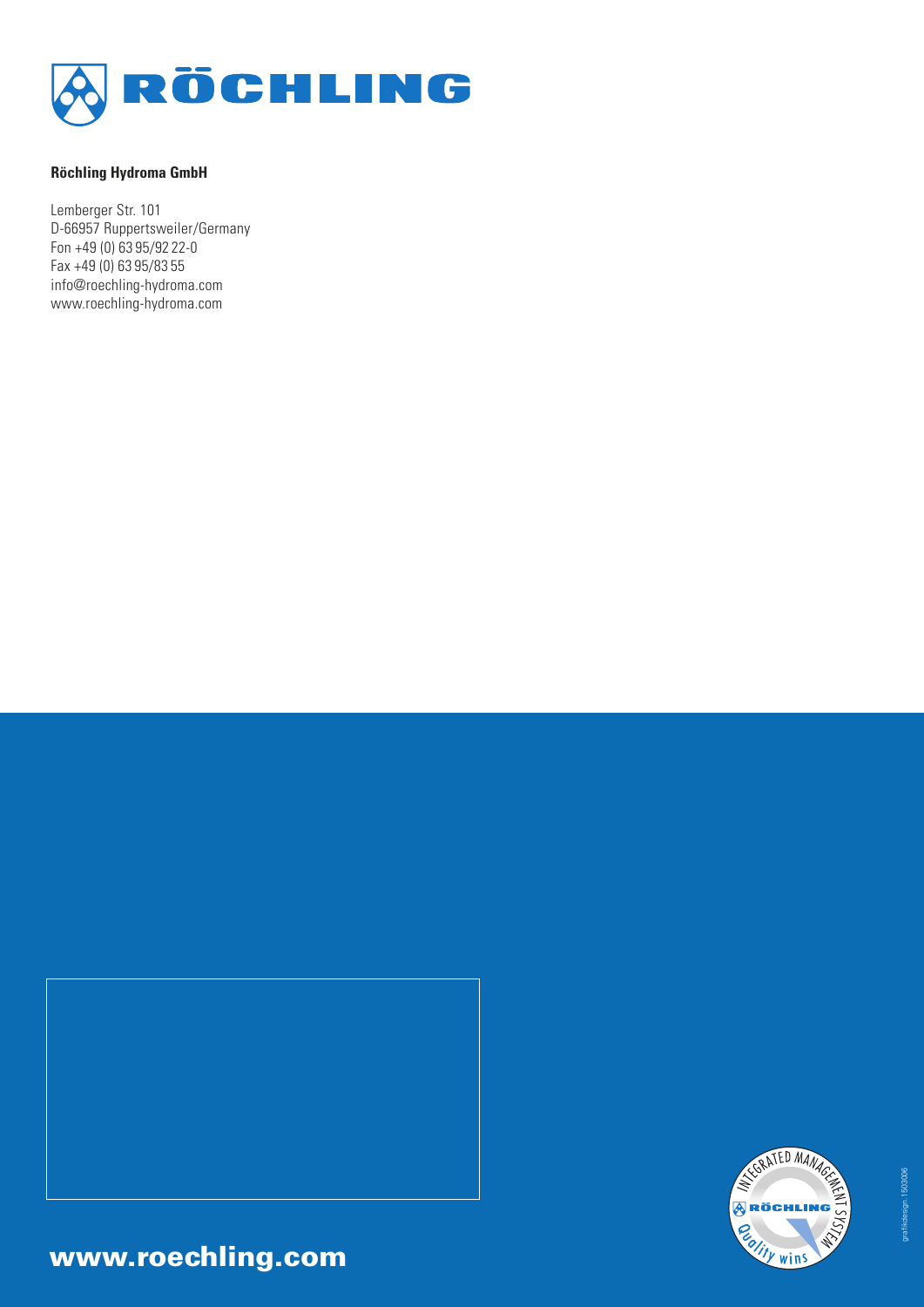RÖCHLING

**Röchling Hydroma GmbH**

Lemberger Str. 101
D-66957 Ruppertsweiler/Germany
Fon +49 (0) 63 95/92 22-0
Fax +49 (0) 63 95/83 55
info@roechling-hydroma.com
www.roechling-hydroma.com

INTEGRATED MANAGEMENT SYSTEM
RÖCHLING
Quality wins

grafikdesign.1503006

## www.roechling.com